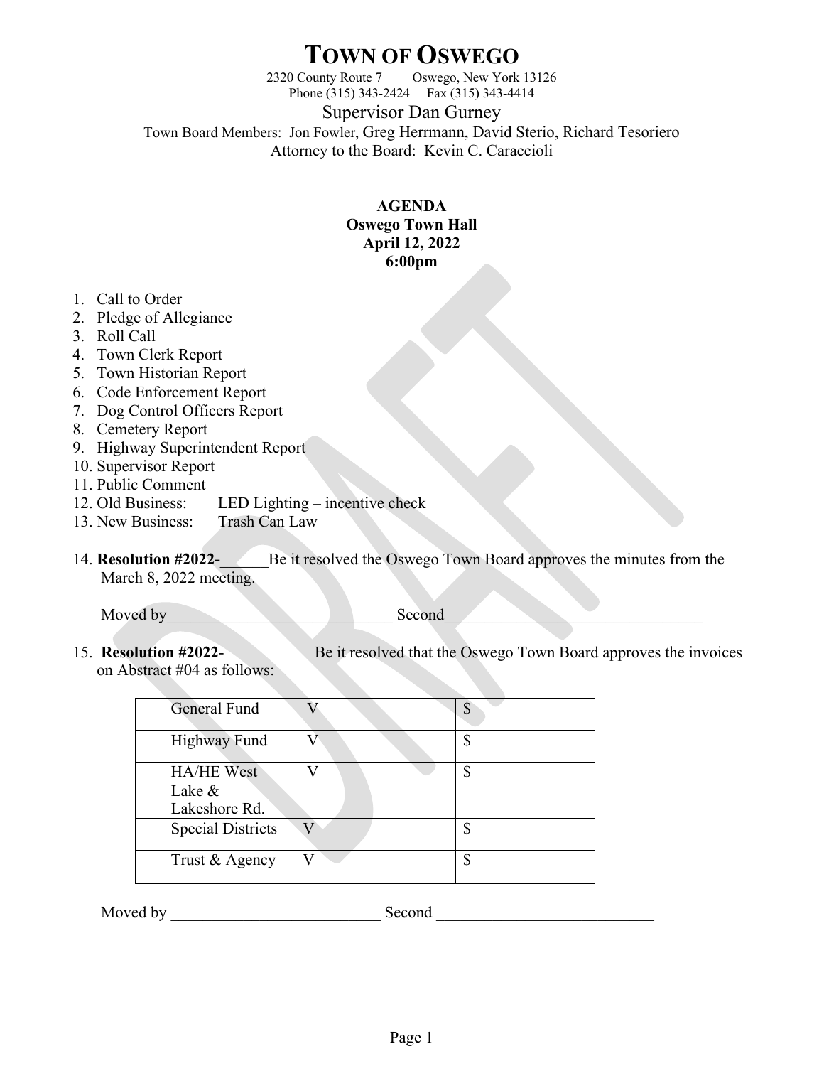# TOWN OF OSWEGO

2320 County Route 7    Oswego, New York 13126
Phone (315) 343-2424    Fax (315) 343-4414

Supervisor Dan Gurney

Town Board Members: Jon Fowler, Greg Herrmann, David Sterio, Richard Tesoriero

Attorney to the Board: Kevin C. Caraccioli

**AGENDA**
**Oswego Town Hall**
**April 12, 2022**
**6:00pm**

1. Call to Order
2. Pledge of Allegiance
3. Roll Call
4. Town Clerk Report
5. Town Historian Report
6. Code Enforcement Report
7. Dog Control Officers Report
8. Cemetery Report
9. Highway Superintendent Report
10. Supervisor Report
11. Public Comment
12. Old Business: LED Lighting – incentive check
13. New Business: Trash Can Law
14. **Resolution #2022-**______Be it resolved the Oswego Town Board approves the minutes from the March 8, 2022 meeting.

    Moved by_____________________________ Second_________________________________

15. **Resolution #2022**-___________Be it resolved that the Oswego Town Board approves the invoices on Abstract #04 as follows:

| | | |
|---|---|---|
| General Fund | V | $ |
| Highway Fund | V | $ |
| HA/HE West Lake & Lakeshore Rd. | V | $ |
| Special Districts | V | $ |
| Trust & Agency | V | $ |

Moved by __________________________ Second ___________________________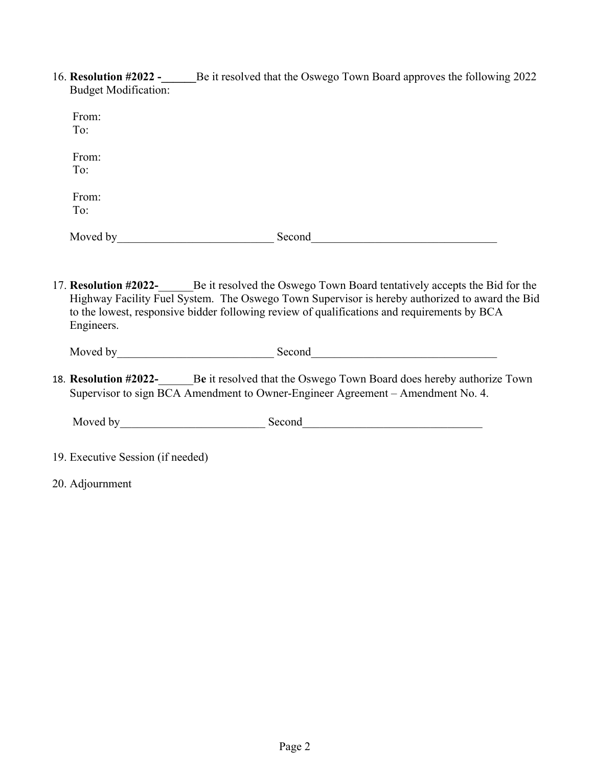16. **Resolution #2022 -______**Be it resolved that the Oswego Town Board approves the following 2022 Budget Modification:

    From:
    To:

    From:
    To:

    From:
    To:

    Moved by___________________________ Second________________________________

17. **Resolution #2022-**______Be it resolved the Oswego Town Board tentatively accepts the Bid for the Highway Facility Fuel System. The Oswego Town Supervisor is hereby authorized to award the Bid to the lowest, responsive bidder following review of qualifications and requirements by BCA Engineers.

    Moved by___________________________ Second________________________________

18. **Resolution #2022-**______**B**e it resolved that the Oswego Town Board does hereby authorize Town Supervisor to sign BCA Amendment to Owner-Engineer Agreement – Amendment No. 4.

    Moved by_________________________ Second_______________________________

19. Executive Session (if needed)

20. Adjournment